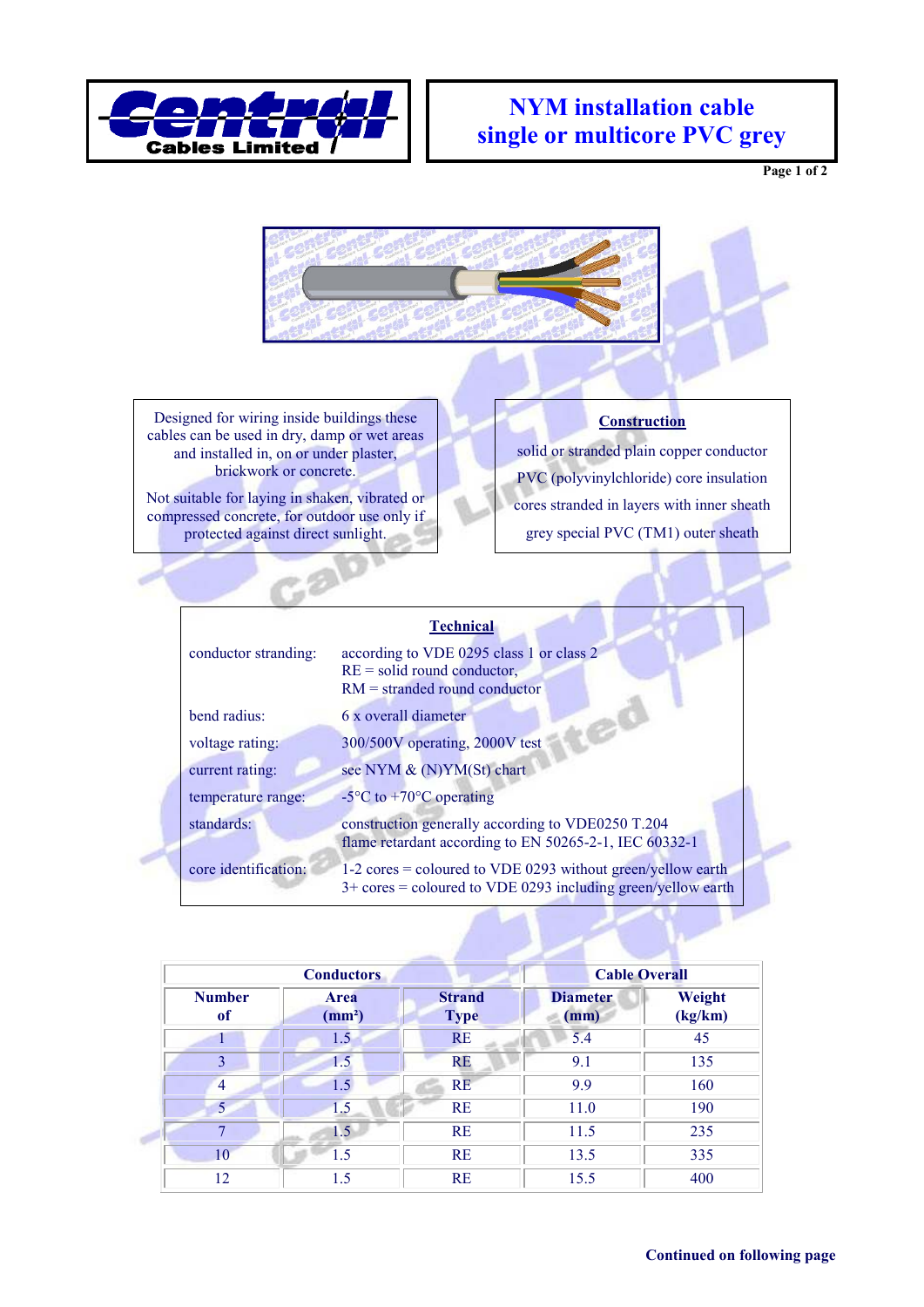Central Cables Limited

# NYM installation cable single or multicore PVC grey

Designed for wiring inside buildings these cables can be used in dry, damp or wet areas and installed in, on or under plaster, brickwork or concrete.

Not suitable for laying in shaken, vibrated or compressed concrete, for outdoor use only if protected against direct sunlight.

## Construction

solid or stranded plain copper conductor

PVC (polyvinylchloride) core insulation

cores stranded in layers with inner sheath

grey special PVC (TM1) outer sheath

## Technical

| | |
|---|---|
| conductor stranding: | according to VDE 0295 class 1 or class 2<br>RE = solid round conductor,<br>RM = stranded round conductor |
| bend radius: | 6 x overall diameter |
| voltage rating: | 300/500V operating, 2000V test |
| current rating: | see NYM & (N)YM(St) chart |
| temperature range: | -5°C to +70°C operating |
| standards: | construction generally according to VDE0250 T.204<br>flame retardant according to EN 50265-2-1, IEC 60332-1 |
| core identification: | 1-2 cores = coloured to VDE 0293 without green/yellow earth<br>3+ cores = coloured to VDE 0293 including green/yellow earth |

| Conductors | | | Cable Overall | |
|---|---|---|---|---|
| Number of | Area ($mm^2$) | Strand Type | Diameter (mm) | Weight (kg/km) |
| 1 | 1.5 | RE | 5.4 | 45 |
| 3 | 1.5 | RE | 9.1 | 135 |
| 4 | 1.5 | RE | 9.9 | 160 |
| 5 | 1.5 | RE | 11.0 | 190 |
| 7 | 1.5 | RE | 11.5 | 235 |
| 10 | 1.5 | RE | 13.5 | 335 |
| 12 | 1.5 | RE | 15.5 | 400 |

**Continued on following page**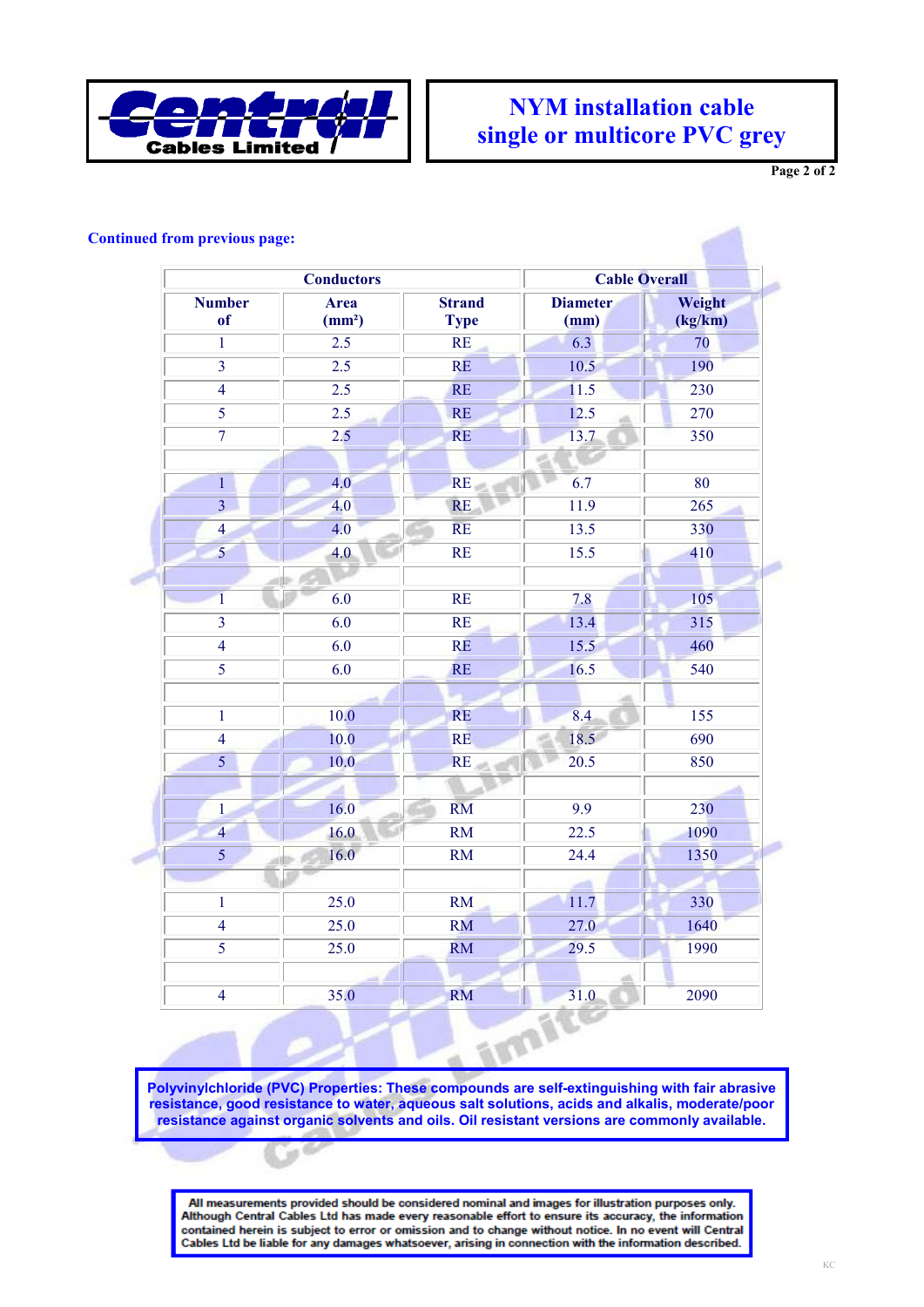**Continued from previous page:**

| Conductors | | | Cable Overall | |
|---|---|---|---|---|
| Number of | Area (mm²) | Strand Type | Diameter (mm) | Weight (kg/km) |
| 1 | 2.5 | RE | 6.3 | 70 |
| 3 | 2.5 | RE | 10.5 | 190 |
| 4 | 2.5 | RE | 11.5 | 230 |
| 5 | 2.5 | RE | 12.5 | 270 |
| 7 | 2.5 | RE | 13.7 | 350 |
| | | | | |
| 1 | 4.0 | RE | 6.7 | 80 |
| 3 | 4.0 | RE | 11.9 | 265 |
| 4 | 4.0 | RE | 13.5 | 330 |
| 5 | 4.0 | RE | 15.5 | 410 |
| | | | | |
| 1 | 6.0 | RE | 7.8 | 105 |
| 3 | 6.0 | RE | 13.4 | 315 |
| 4 | 6.0 | RE | 15.5 | 460 |
| 5 | 6.0 | RE | 16.5 | 540 |
| | | | | |
| 1 | 10.0 | RE | 8.4 | 155 |
| 4 | 10.0 | RE | 18.5 | 690 |
| 5 | 10.0 | RE | 20.5 | 850 |
| | | | | |
| 1 | 16.0 | RM | 9.9 | 230 |
| 4 | 16.0 | RM | 22.5 | 1090 |
| 5 | 16.0 | RM | 24.4 | 1350 |
| | | | | |
| 1 | 25.0 | RM | 11.7 | 330 |
| 4 | 25.0 | RM | 27.0 | 1640 |
| 5 | 25.0 | RM | 29.5 | 1990 |
| | | | | |
| 4 | 35.0 | RM | 31.0 | 2090 |

**Polyvinylchloride (PVC) Properties: These compounds are self-extinguishing with fair abrasive resistance, good resistance to water, aqueous salt solutions, acids and alkalis, moderate/poor resistance against organic solvents and oils. Oil resistant versions are commonly available.**

All measurements provided should be considered nominal and images for illustration purposes only. Although Central Cables Ltd has made every reasonable effort to ensure its accuracy, the information contained herein is subject to error or omission and to change without notice. In no event will Central Cables Ltd be liable for any damages whatsoever, arising in connection with the information described.